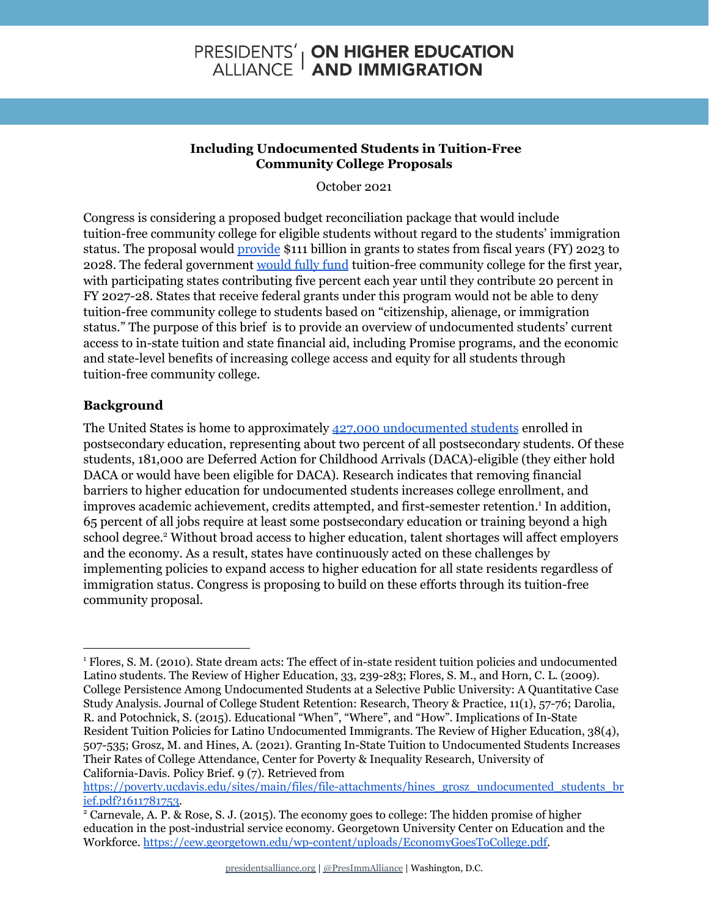PRESIDENTS' ALLIANCE | ON HIGHER EDUCATION AND IMMIGRATION

# Including Undocumented Students in Tuition-Free Community College Proposals

October 2021

Congress is considering a proposed budget reconciliation package that would include tuition-free community college for eligible students without regard to the students' immigration status. The proposal would provide $111 billion in grants to states from fiscal years (FY) 2023 to 2028. The federal government would fully fund tuition-free community college for the first year, with participating states contributing five percent each year until they contribute 20 percent in FY 2027-28. States that receive federal grants under this program would not be able to deny tuition-free community college to students based on "citizenship, alienage, or immigration status." The purpose of this brief is to provide an overview of undocumented students' current access to in-state tuition and state financial aid, including Promise programs, and the economic and state-level benefits of increasing college access and equity for all students through tuition-free community college.

## Background

The United States is home to approximately 427,000 undocumented students enrolled in postsecondary education, representing about two percent of all postsecondary students. Of these students, 181,000 are Deferred Action for Childhood Arrivals (DACA)-eligible (they either hold DACA or would have been eligible for DACA). Research indicates that removing financial barriers to higher education for undocumented students increases college enrollment, and improves academic achievement, credits attempted, and first-semester retention.[1] In addition, 65 percent of all jobs require at least some postsecondary education or training beyond a high school degree.[2] Without broad access to higher education, talent shortages will affect employers and the economy. As a result, states have continuously acted on these challenges by implementing policies to expand access to higher education for all state residents regardless of immigration status. Congress is proposing to build on these efforts through its tuition-free community proposal.

---

[1] Flores, S. M. (2010). State dream acts: The effect of in-state resident tuition policies and undocumented Latino students. The Review of Higher Education, 33, 239-283; Flores, S. M., and Horn, C. L. (2009). College Persistence Among Undocumented Students at a Selective Public University: A Quantitative Case Study Analysis. Journal of College Student Retention: Research, Theory & Practice, 11(1), 57-76; Darolia, R. and Potochnick, S. (2015). Educational "When", "Where", and "How". Implications of In-State Resident Tuition Policies for Latino Undocumented Immigrants. The Review of Higher Education, 38(4), 507-535; Grosz, M. and Hines, A. (2021). Granting In-State Tuition to Undocumented Students Increases Their Rates of College Attendance, Center for Poverty & Inequality Research, University of California-Davis. Policy Brief. 9 (7). Retrieved from https://poverty.ucdavis.edu/sites/main/files/file-attachments/hines_grosz_undocumented_students_brief.pdf?1611781753.

[2] Carnevale, A. P. & Rose, S. J. (2015). The economy goes to college: The hidden promise of higher education in the post-industrial service economy. Georgetown University Center on Education and the Workforce. https://cew.georgetown.edu/wp-content/uploads/EconomyGoesToCollege.pdf.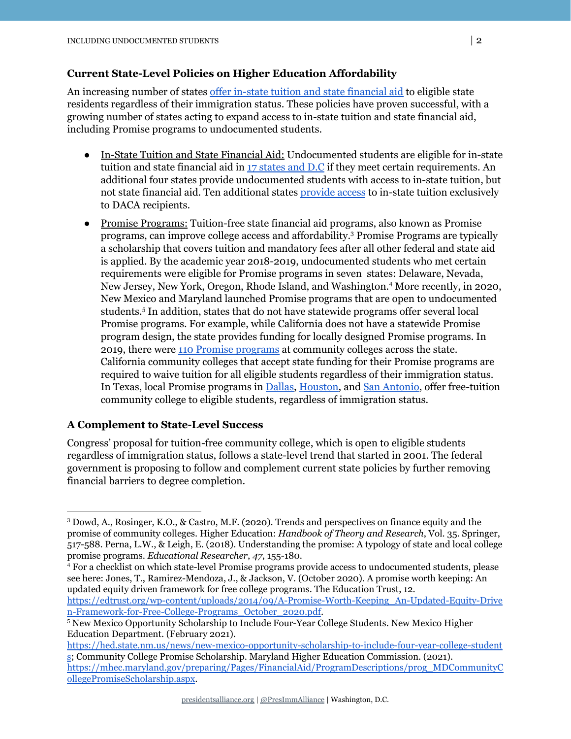### Current State-Level Policies on Higher Education Affordability

An increasing number of states offer in-state tuition and state financial aid to eligible state residents regardless of their immigration status. These policies have proven successful, with a growing number of states acting to expand access to in-state tuition and state financial aid, including Promise programs to undocumented students.

- In-State Tuition and State Financial Aid: Undocumented students are eligible for in-state tuition and state financial aid in 17 states and D.C if they meet certain requirements. An additional four states provide undocumented students with access to in-state tuition, but not state financial aid. Ten additional states provide access to in-state tuition exclusively to DACA recipients.
- Promise Programs: Tuition-free state financial aid programs, also known as Promise programs, can improve college access and affordability.[3] Promise Programs are typically a scholarship that covers tuition and mandatory fees after all other federal and state aid is applied. By the academic year 2018-2019, undocumented students who met certain requirements were eligible for Promise programs in seven states: Delaware, Nevada, New Jersey, New York, Oregon, Rhode Island, and Washington.[4] More recently, in 2020, New Mexico and Maryland launched Promise programs that are open to undocumented students.[5] In addition, states that do not have statewide programs offer several local Promise programs. For example, while California does not have a statewide Promise program design, the state provides funding for locally designed Promise programs. In 2019, there were 110 Promise programs at community colleges across the state. California community colleges that accept state funding for their Promise programs are required to waive tuition for all eligible students regardless of their immigration status. In Texas, local Promise programs in Dallas, Houston, and San Antonio, offer free-tuition community college to eligible students, regardless of immigration status.

### A Complement to State-Level Success

Congress' proposal for tuition-free community college, which is open to eligible students regardless of immigration status, follows a state-level trend that started in 2001. The federal government is proposing to follow and complement current state policies by further removing financial barriers to degree completion.

---

[3] Dowd, A., Rosinger, K.O., & Castro, M.F. (2020). Trends and perspectives on finance equity and the promise of community colleges. Higher Education: *Handbook of Theory and Research*, Vol. 35. Springer, 517-588. Perna, L.W., & Leigh, E. (2018). Understanding the promise: A typology of state and local college promise programs. *Educational Researcher*, *47*, 155-180.

[4] For a checklist on which state-level Promise programs provide access to undocumented students, please see here: Jones, T., Ramirez-Mendoza, J., & Jackson, V. (October 2020). A promise worth keeping: An updated equity driven framework for free college programs. The Education Trust, 12. https://edtrust.org/wp-content/uploads/2014/09/A-Promise-Worth-Keeping_An-Updated-Equity-Driven-Framework-for-Free-College-Programs_October_2020.pdf.

[5] New Mexico Opportunity Scholarship to Include Four-Year College Students. New Mexico Higher Education Department. (February 2021). https://hed.state.nm.us/news/new-mexico-opportunity-scholarship-to-include-four-year-college-students; Community College Promise Scholarship. Maryland Higher Education Commission. (2021). https://mhec.maryland.gov/preparing/Pages/FinancialAid/ProgramDescriptions/prog_MDCommunityCollegePromiseScholarship.aspx.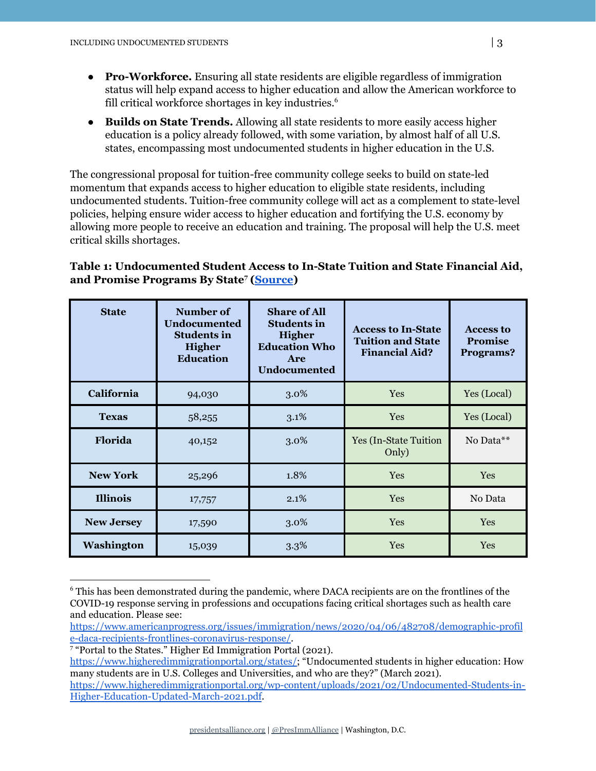- **Pro-Workforce.** Ensuring all state residents are eligible regardless of immigration status will help expand access to higher education and allow the American workforce to fill critical workforce shortages in key industries.[6]
- **Builds on State Trends.** Allowing all state residents to more easily access higher education is a policy already followed, with some variation, by almost half of all U.S. states, encompassing most undocumented students in higher education in the U.S.

The congressional proposal for tuition-free community college seeks to build on state-led momentum that expands access to higher education to eligible state residents, including undocumented students. Tuition-free community college will act as a complement to state-level policies, helping ensure wider access to higher education and fortifying the U.S. economy by allowing more people to receive an education and training. The proposal will help the U.S. meet critical skills shortages.

**Table 1: Undocumented Student Access to In-State Tuition and State Financial Aid, and Promise Programs By State[7] ([Source](https://www.higheredimmigrationportal.org/states/))**

| State | Number of Undocumented Students in Higher Education | Share of All Students in Higher Education Who Are Undocumented | Access to In-State Tuition and State Financial Aid? | Access to Promise Programs? |
|---|---|---|---|---|
| **California** | 94,030 | 3.0% | Yes | Yes (Local) |
| **Texas** | 58,255 | 3.1% | Yes | Yes (Local) |
| **Florida** | 40,152 | 3.0% | Yes (In-State Tuition Only) | No Data** |
| **New York** | 25,296 | 1.8% | Yes | Yes |
| **Illinois** | 17,757 | 2.1% | Yes | No Data |
| **New Jersey** | 17,590 | 3.0% | Yes | Yes |
| **Washington** | 15,039 | 3.3% | Yes | Yes |

[6] This has been demonstrated during the pandemic, where DACA recipients are on the frontlines of the COVID-19 response serving in professions and occupations facing critical shortages such as health care and education. Please see: https://www.americanprogress.org/issues/immigration/news/2020/04/06/482708/demographic-profile-daca-recipients-frontlines-coronavirus-response/.

[7] "Portal to the States." Higher Ed Immigration Portal (2021). https://www.higheredimmigrationportal.org/states/; "Undocumented students in higher education: How many students are in U.S. Colleges and Universities, and who are they?" (March 2021). https://www.higheredimmigrationportal.org/wp-content/uploads/2021/02/Undocumented-Students-in-Higher-Education-Updated-March-2021.pdf.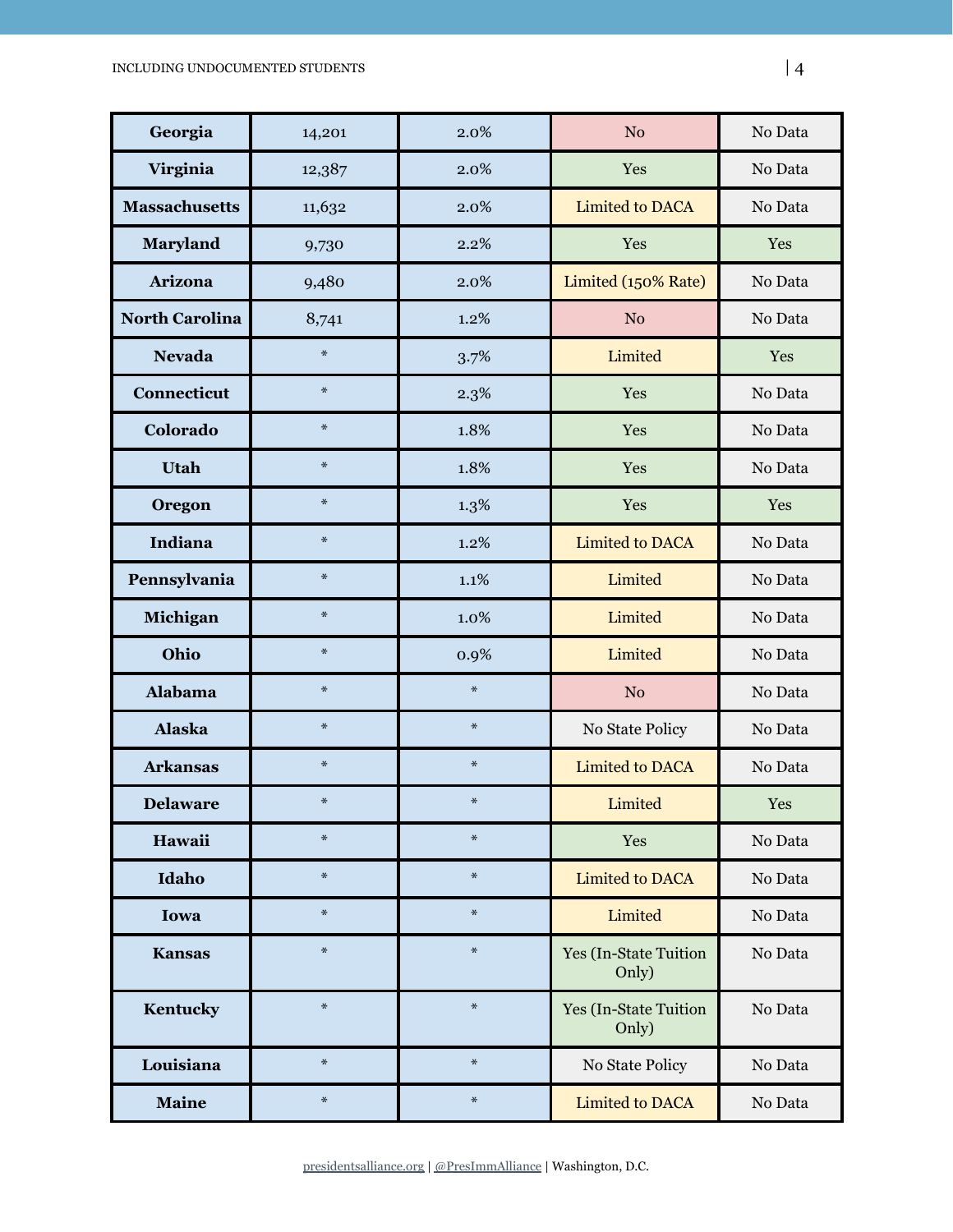| Georgia | 14,201 | 2.0% | No | No Data |
|---|---|---|---|---|
| Virginia | 12,387 | 2.0% | Yes | No Data |
| Massachusetts | 11,632 | 2.0% | Limited to DACA | No Data |
| Maryland | 9,730 | 2.2% | Yes | Yes |
| Arizona | 9,480 | 2.0% | Limited (150% Rate) | No Data |
| North Carolina | 8,741 | 1.2% | No | No Data |
| Nevada | * | 3.7% | Limited | Yes |
| Connecticut | * | 2.3% | Yes | No Data |
| Colorado | * | 1.8% | Yes | No Data |
| Utah | * | 1.8% | Yes | No Data |
| Oregon | * | 1.3% | Yes | Yes |
| Indiana | * | 1.2% | Limited to DACA | No Data |
| Pennsylvania | * | 1.1% | Limited | No Data |
| Michigan | * | 1.0% | Limited | No Data |
| Ohio | * | 0.9% | Limited | No Data |
| Alabama | * | * | No | No Data |
| Alaska | * | * | No State Policy | No Data |
| Arkansas | * | * | Limited to DACA | No Data |
| Delaware | * | * | Limited | Yes |
| Hawaii | * | * | Yes | No Data |
| Idaho | * | * | Limited to DACA | No Data |
| Iowa | * | * | Limited | No Data |
| Kansas | * | * | Yes (In-State Tuition Only) | No Data |
| Kentucky | * | * | Yes (In-State Tuition Only) | No Data |
| Louisiana | * | * | No State Policy | No Data |
| Maine | * | * | Limited to DACA | No Data |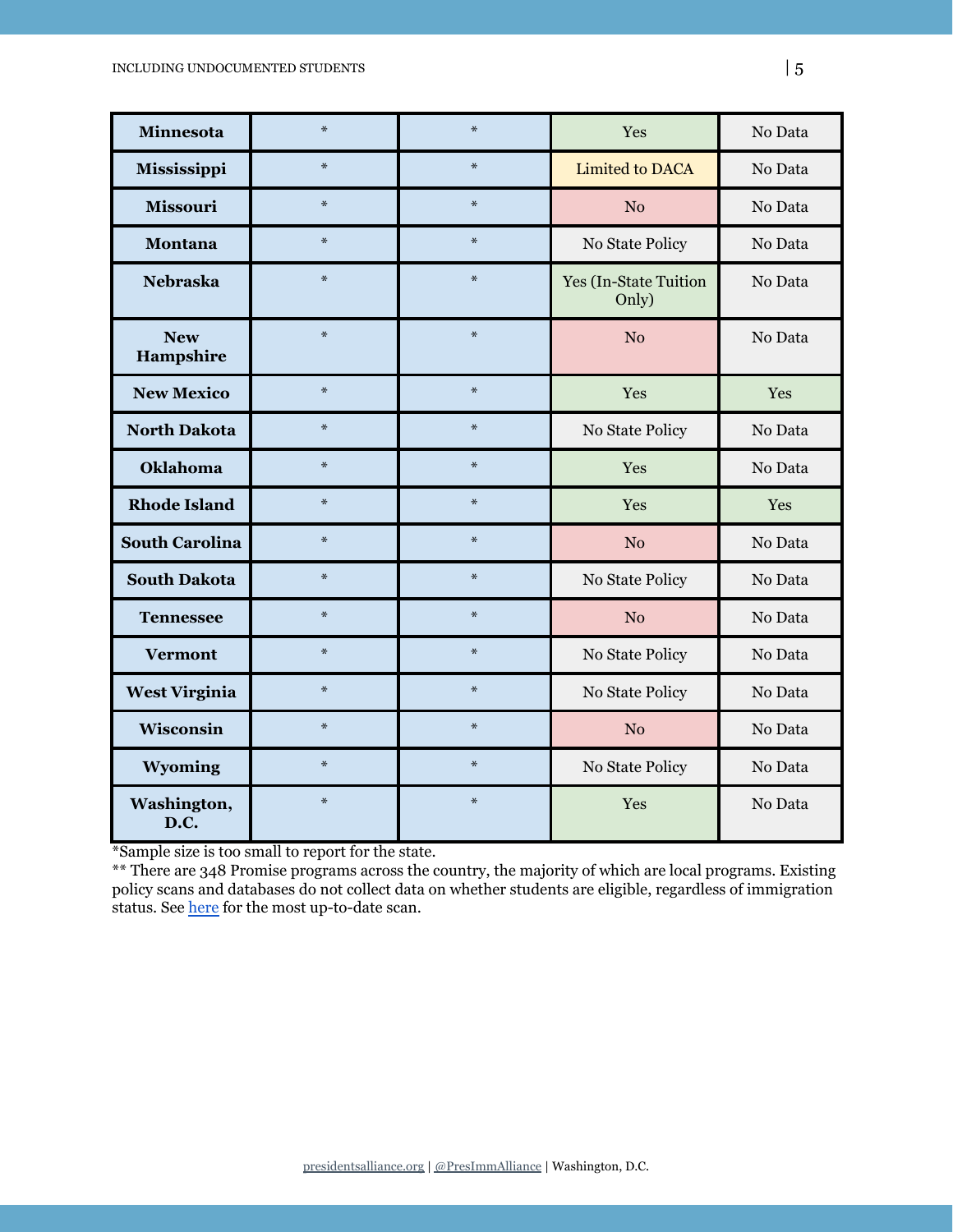| | | | | |
|---|---|---|---|---|
| **Minnesota** | * | * | Yes | No Data |
| **Mississippi** | * | * | Limited to DACA | No Data |
| **Missouri** | * | * | No | No Data |
| **Montana** | * | * | No State Policy | No Data |
| **Nebraska** | * | * | Yes (In-State Tuition Only) | No Data |
| **New Hampshire** | * | * | No | No Data |
| **New Mexico** | * | * | Yes | Yes |
| **North Dakota** | * | * | No State Policy | No Data |
| **Oklahoma** | * | * | Yes | No Data |
| **Rhode Island** | * | * | Yes | Yes |
| **South Carolina** | * | * | No | No Data |
| **South Dakota** | * | * | No State Policy | No Data |
| **Tennessee** | * | * | No | No Data |
| **Vermont** | * | * | No State Policy | No Data |
| **West Virginia** | * | * | No State Policy | No Data |
| **Wisconsin** | * | * | No | No Data |
| **Wyoming** | * | * | No State Policy | No Data |
| **Washington, D.C.** | * | * | Yes | No Data |

*Sample size is too small to report for the state.

** There are 348 Promise programs across the country, the majority of which are local programs. Existing policy scans and databases do not collect data on whether students are eligible, regardless of immigration status. See here for the most up-to-date scan.